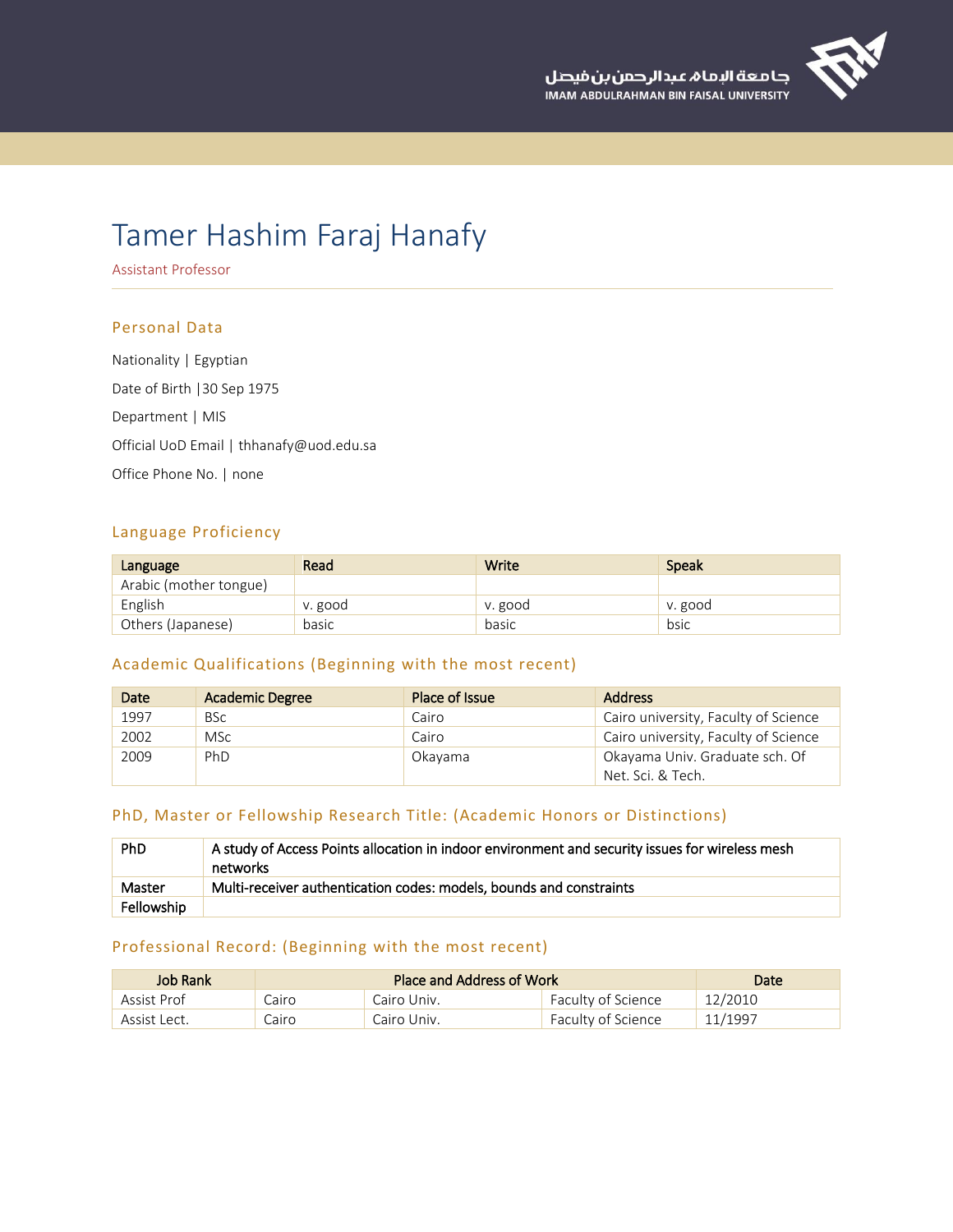# Tamer Hashim Faraj Hanafy

Assistant Professor

## Personal Data

Nationality | Egyptian

Date of Birth |30 Sep 1975

Department | MIS

Official UoD Email | thhanafy@uod.edu.sa

Office Phone No. | none

## Language Proficiency

| Language | Read | Write | Speak |
| --- | --- | --- | --- |
| Arabic (mother tongue) | | | |
| English | v. good | v. good | v. good |
| Others (Japanese) | basic | basic | bsic |

## Academic Qualifications (Beginning with the most recent)

| Date | Academic Degree | Place of Issue | Address |
| --- | --- | --- | --- |
| 1997 | BSc | Cairo | Cairo university, Faculty of Science |
| 2002 | MSc | Cairo | Cairo university, Faculty of Science |
| 2009 | PhD | Okayama | Okayama Univ. Graduate sch. Of Net. Sci. & Tech. |

## PhD, Master or Fellowship Research Title: (Academic Honors or Distinctions)

| | |
| --- | --- |
| PhD | A study of Access Points allocation in indoor environment and security issues for wireless mesh networks |
| Master | Multi-receiver authentication codes: models, bounds and constraints |
| Fellowship | |

## Professional Record: (Beginning with the most recent)

| Job Rank | Place and Address of Work | | | Date |
| --- | --- | --- | --- | --- |
| Assist Prof | Cairo | Cairo Univ. | Faculty of Science | 12/2010 |
| Assist Lect. | Cairo | Cairo Univ. | Faculty of Science | 11/1997 |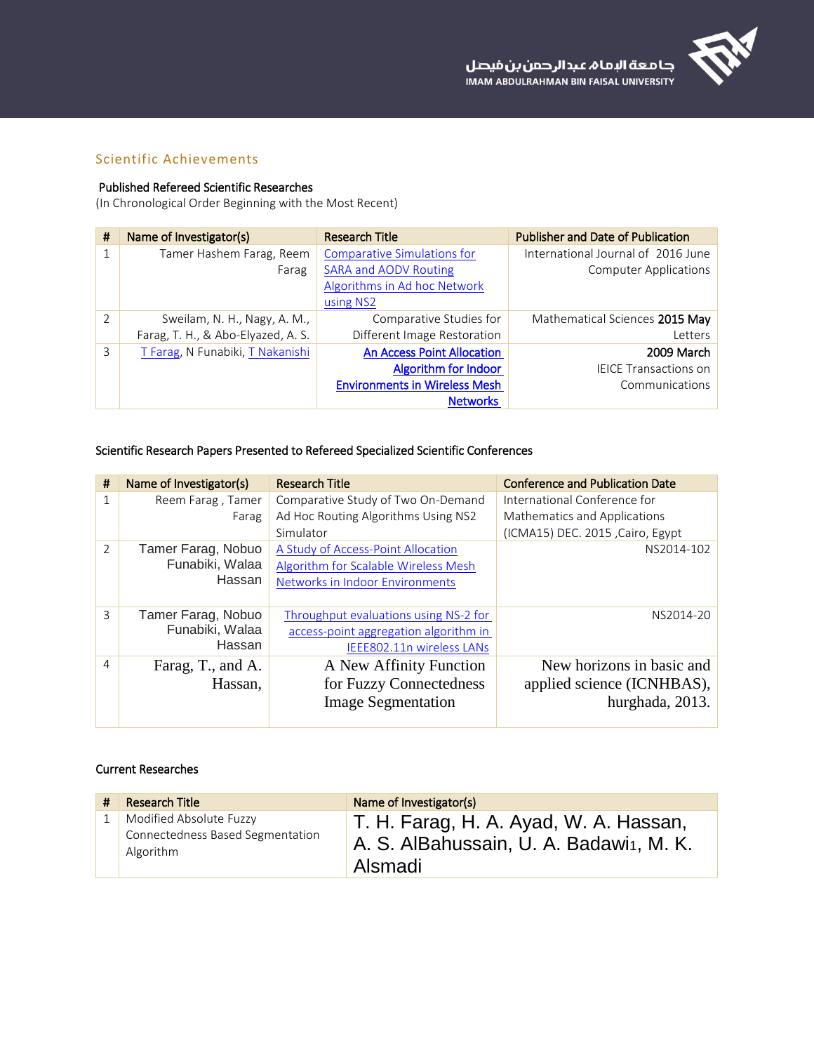## Scientific Achievements

**Published Refereed Scientific Researches**
(In Chronological Order Beginning with the Most Recent)

| # | Name of Investigator(s) | Research Title | Publisher and Date of Publication |
|---|---|---|---|
| 1 | Tamer Hashem Farag, Reem Farag | Comparative Simulations for SARA and AODV Routing Algorithms in Ad hoc Network using NS2 | International Journal of Computer Applications 2016 June |
| 2 | Sweilam, N. H., Nagy, A. M., Farag, T. H., & Abo-Elyazed, A. S. | Comparative Studies for Different Image Restoration | Mathematical Sciences Letters 2015 May |
| 3 | T Farag, N Funabiki, T Nakanishi | An Access Point Allocation Algorithm for Indoor Environments in Wireless Mesh Networks | 2009 March IEICE Transactions on Communications |

**Scientific Research Papers Presented to Refereed Specialized Scientific Conferences**

| # | Name of Investigator(s) | Research Title | Conference and Publication Date |
|---|---|---|---|
| 1 | Reem Farag , Tamer Farag | Comparative Study of Two On-Demand Ad Hoc Routing Algorithms Using NS2 Simulator | International Conference for Mathematics and Applications (ICMA15) DEC. 2015 ,Cairo, Egypt |
| 2 | Tamer Farag, Nobuo Funabiki, Walaa Hassan | A Study of Access-Point Allocation Algorithm for Scalable Wireless Mesh Networks in Indoor Environments | NS2014-102 |
| 3 | Tamer Farag, Nobuo Funabiki, Walaa Hassan | Throughput evaluations using NS-2 for access-point aggregation algorithm in IEEE802.11n wireless LANs | NS2014-20 |
| 4 | Farag, T., and A. Hassan, | A New Affinity Function for Fuzzy Connectedness Image Segmentation | New horizons in basic and applied science (ICNHBAS), hurghada, 2013. |

**Current Researches**

| # | Research Title | Name of Investigator(s) |
|---|---|---|
| 1 | Modified Absolute Fuzzy Connectedness Based Segmentation Algorithm | T. H. Farag, H. A. Ayad, W. A. Hassan, A. S. AlBahussain, U. A. Badawi1, M. K. Alsmadi |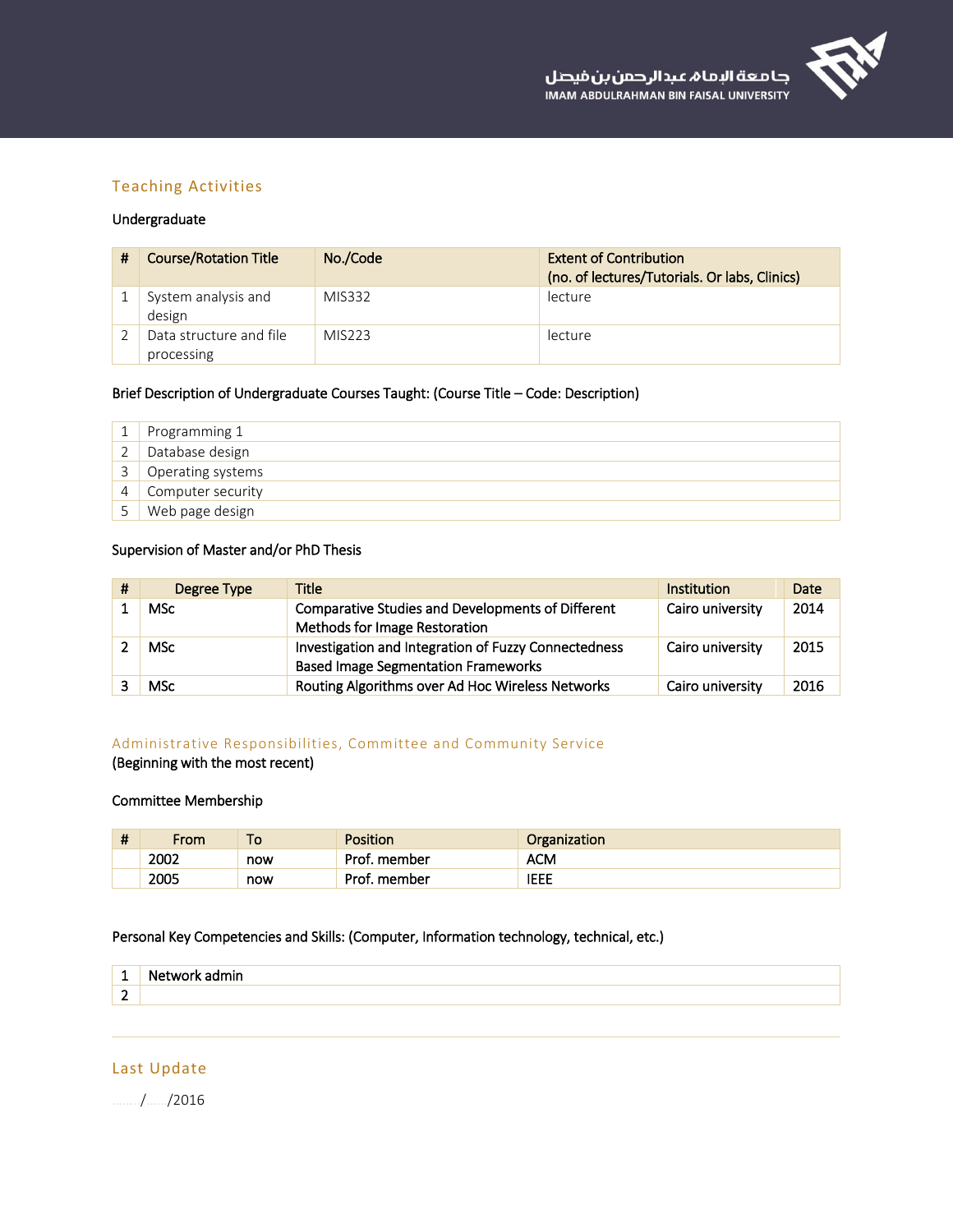## Teaching Activities

### Undergraduate

| # | Course/Rotation Title | No./Code | Extent of Contribution (no. of lectures/Tutorials. Or labs, Clinics) |
|---|---|---|---|
| 1 | System analysis and design | MIS332 | lecture |
| 2 | Data structure and file processing | MIS223 | lecture |

### Brief Description of Undergraduate Courses Taught: (Course Title – Code: Description)

| | |
|---|---|
| 1 | Programming 1 |
| 2 | Database design |
| 3 | Operating systems |
| 4 | Computer security |
| 5 | Web page design |

### Supervision of Master and/or PhD Thesis

| # | Degree Type | Title | Institution | Date |
|---|---|---|---|---|
| 1 | MSc | Comparative Studies and Developments of Different Methods for Image Restoration | Cairo university | 2014 |
| 2 | MSc | Investigation and Integration of Fuzzy Connectedness Based Image Segmentation Frameworks | Cairo university | 2015 |
| 3 | MSc | Routing Algorithms over Ad Hoc Wireless Networks | Cairo university | 2016 |

## Administrative Responsibilities, Committee and Community Service

(Beginning with the most recent)

### Committee Membership

| # | From | To | Position | Organization |
|---|---|---|---|---|
| | 2002 | now | Prof. member | ACM |
| | 2005 | now | Prof. member | IEEE |

### Personal Key Competencies and Skills: (Computer, Information technology, technical, etc.)

| | |
|---|---|
| 1 | Network admin |
| 2 | |

## Last Update

……./……/2016